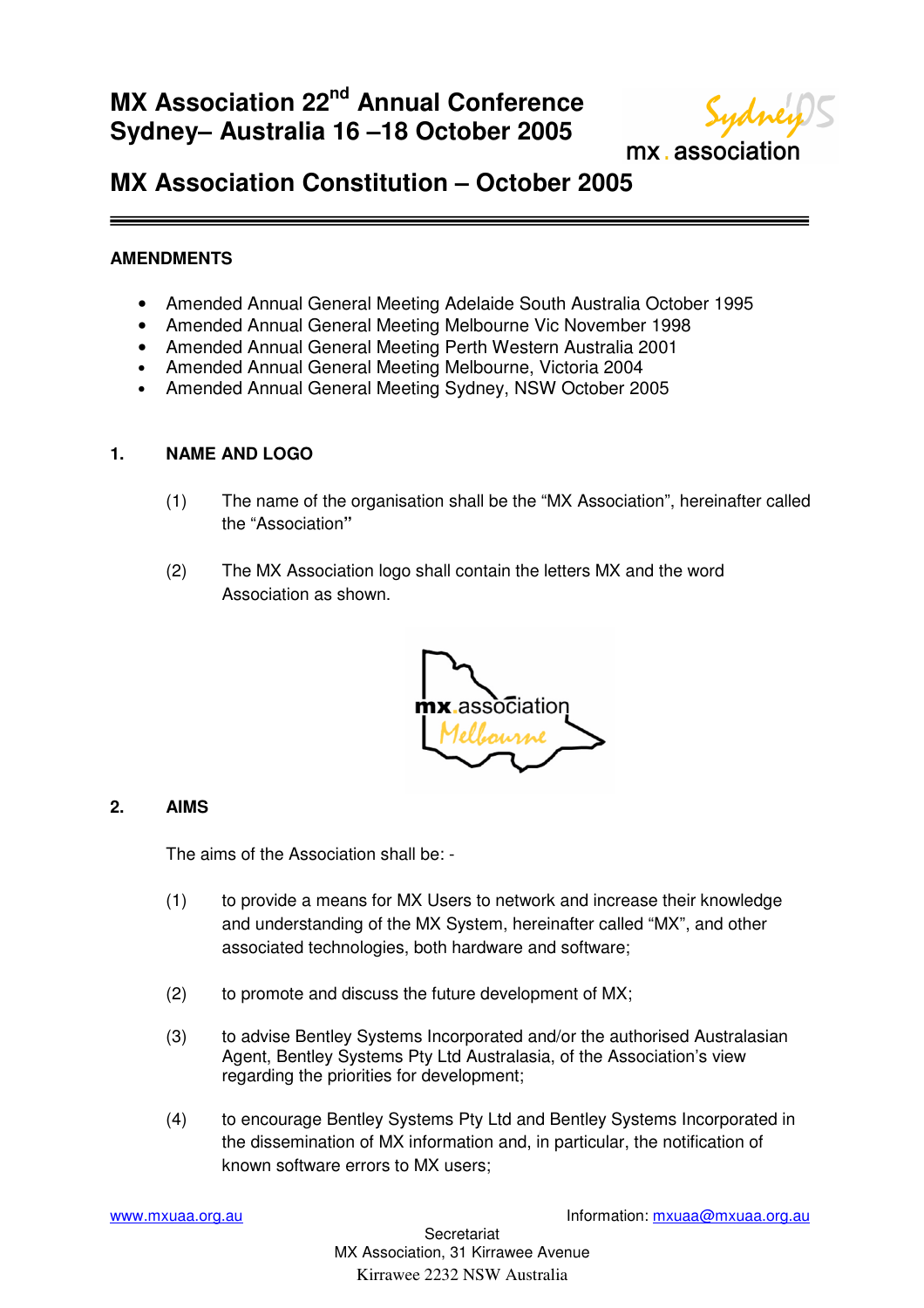# MX Association 22nd Annual Conference Sydney– Australia 16 –18 October 2005

## MX Association Constitution – October 2005

**AMENDMENTS**

- Amended Annual General Meeting Adelaide South Australia October 1995
- Amended Annual General Meeting Melbourne Vic November 1998
- Amended Annual General Meeting Perth Western Australia 2001
- Amended Annual General Meeting Melbourne, Victoria 2004
- Amended Annual General Meeting Sydney, NSW October 2005

### 1. NAME AND LOGO

(1) The name of the organisation shall be the "MX Association", hereinafter called the "Association"

(2) The MX Association logo shall contain the letters MX and the word Association as shown.

### 2. AIMS

The aims of the Association shall be: -

(1) to provide a means for MX Users to network and increase their knowledge and understanding of the MX System, hereinafter called "MX", and other associated technologies, both hardware and software;

(2) to promote and discuss the future development of MX;

(3) to advise Bentley Systems Incorporated and/or the authorised Australasian Agent, Bentley Systems Pty Ltd Australasia, of the Association's view regarding the priorities for development;

(4) to encourage Bentley Systems Pty Ltd and Bentley Systems Incorporated in the dissemination of MX information and, in particular, the notification of known software errors to MX users;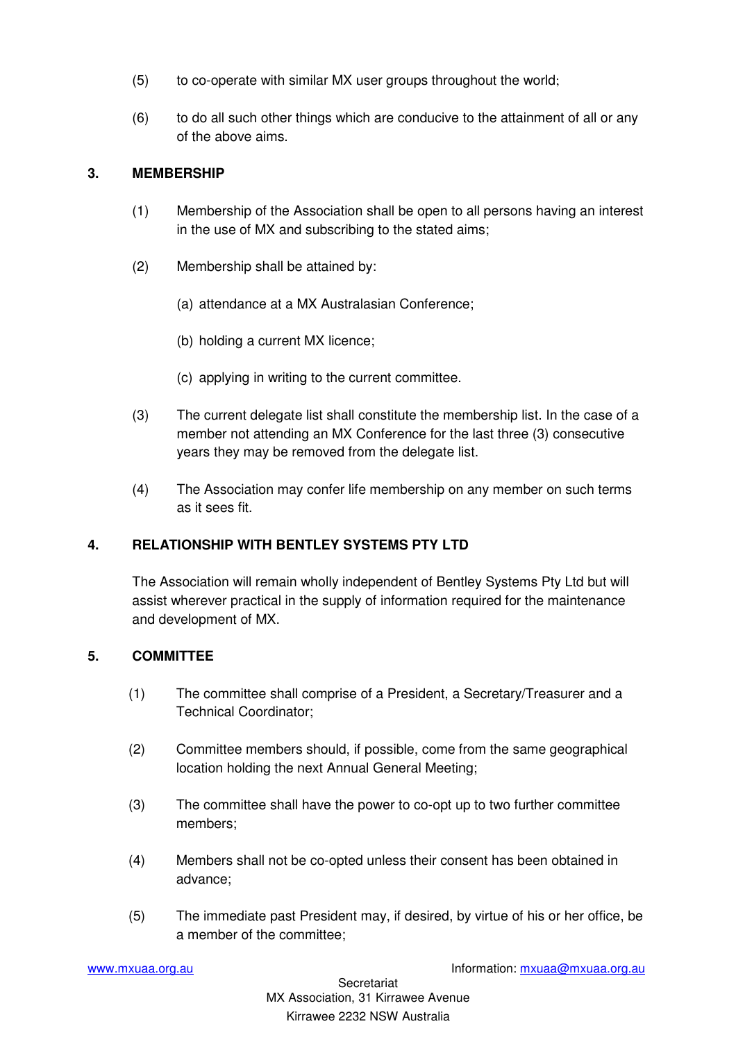(5) to co-operate with similar MX user groups throughout the world;

(6) to do all such other things which are conducive to the attainment of all or any of the above aims.

## 3. MEMBERSHIP

(1) Membership of the Association shall be open to all persons having an interest in the use of MX and subscribing to the stated aims;

(2) Membership shall be attained by:

(a) attendance at a MX Australasian Conference;

(b) holding a current MX licence;

(c) applying in writing to the current committee.

(3) The current delegate list shall constitute the membership list. In the case of a member not attending an MX Conference for the last three (3) consecutive years they may be removed from the delegate list.

(4) The Association may confer life membership on any member on such terms as it sees fit.

## 4. RELATIONSHIP WITH BENTLEY SYSTEMS PTY LTD

The Association will remain wholly independent of Bentley Systems Pty Ltd but will assist wherever practical in the supply of information required for the maintenance and development of MX.

## 5. COMMITTEE

(1) The committee shall comprise of a President, a Secretary/Treasurer and a Technical Coordinator;

(2) Committee members should, if possible, come from the same geographical location holding the next Annual General Meeting;

(3) The committee shall have the power to co-opt up to two further committee members;

(4) Members shall not be co-opted unless their consent has been obtained in advance;

(5) The immediate past President may, if desired, by virtue of his or her office, be a member of the committee;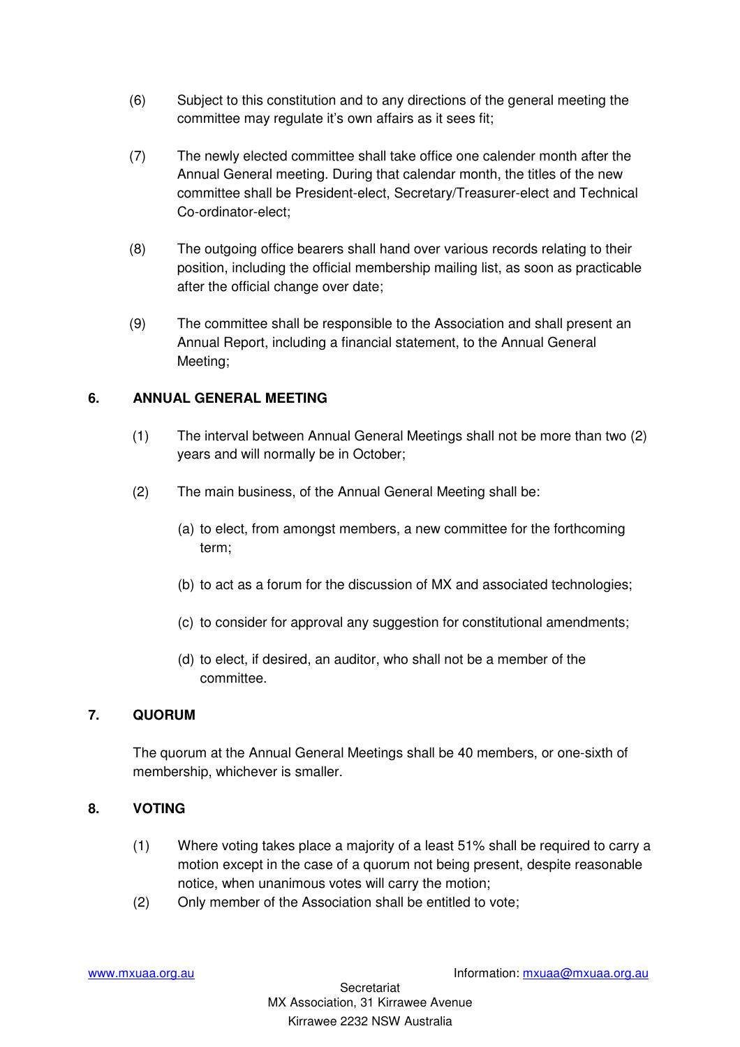(6) Subject to this constitution and to any directions of the general meeting the committee may regulate it's own affairs as it sees fit;

(7) The newly elected committee shall take office one calender month after the Annual General meeting. During that calendar month, the titles of the new committee shall be President-elect, Secretary/Treasurer-elect and Technical Co-ordinator-elect;

(8) The outgoing office bearers shall hand over various records relating to their position, including the official membership mailing list, as soon as practicable after the official change over date;

(9) The committee shall be responsible to the Association and shall present an Annual Report, including a financial statement, to the Annual General Meeting;

## 6. ANNUAL GENERAL MEETING

(1) The interval between Annual General Meetings shall not be more than two (2) years and will normally be in October;

(2) The main business, of the Annual General Meeting shall be:

(a) to elect, from amongst members, a new committee for the forthcoming term;

(b) to act as a forum for the discussion of MX and associated technologies;

(c) to consider for approval any suggestion for constitutional amendments;

(d) to elect, if desired, an auditor, who shall not be a member of the committee.

## 7. QUORUM

The quorum at the Annual General Meetings shall be 40 members, or one-sixth of membership, whichever is smaller.

## 8. VOTING

(1) Where voting takes place a majority of a least 51% shall be required to carry a motion except in the case of a quorum not being present, despite reasonable notice, when unanimous votes will carry the motion;

(2) Only member of the Association shall be entitled to vote;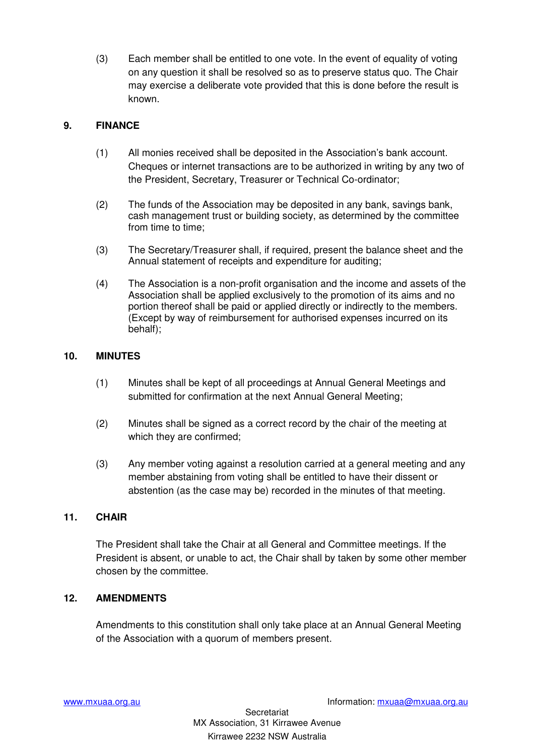(3) Each member shall be entitled to one vote. In the event of equality of voting on any question it shall be resolved so as to preserve status quo. The Chair may exercise a deliberate vote provided that this is done before the result is known.

## 9. FINANCE

(1) All monies received shall be deposited in the Association's bank account. Cheques or internet transactions are to be authorized in writing by any two of the President, Secretary, Treasurer or Technical Co-ordinator;

(2) The funds of the Association may be deposited in any bank, savings bank, cash management trust or building society, as determined by the committee from time to time;

(3) The Secretary/Treasurer shall, if required, present the balance sheet and the Annual statement of receipts and expenditure for auditing;

(4) The Association is a non-profit organisation and the income and assets of the Association shall be applied exclusively to the promotion of its aims and no portion thereof shall be paid or applied directly or indirectly to the members. (Except by way of reimbursement for authorised expenses incurred on its behalf);

## 10. MINUTES

(1) Minutes shall be kept of all proceedings at Annual General Meetings and submitted for confirmation at the next Annual General Meeting;

(2) Minutes shall be signed as a correct record by the chair of the meeting at which they are confirmed;

(3) Any member voting against a resolution carried at a general meeting and any member abstaining from voting shall be entitled to have their dissent or abstention (as the case may be) recorded in the minutes of that meeting.

## 11. CHAIR

The President shall take the Chair at all General and Committee meetings. If the President is absent, or unable to act, the Chair shall by taken by some other member chosen by the committee.

## 12. AMENDMENTS

Amendments to this constitution shall only take place at an Annual General Meeting of the Association with a quorum of members present.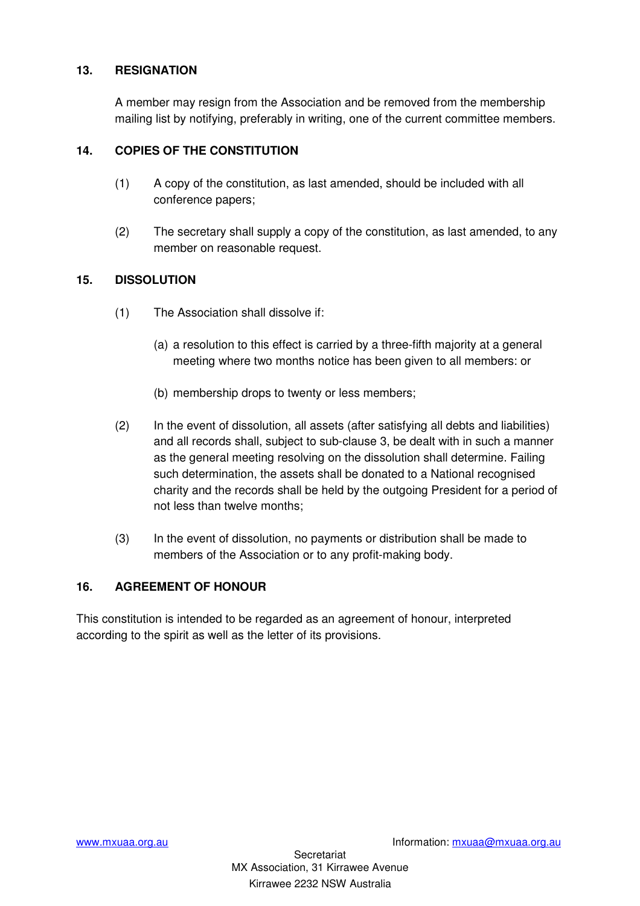## 13. RESIGNATION

A member may resign from the Association and be removed from the membership mailing list by notifying, preferably in writing, one of the current committee members.

## 14. COPIES OF THE CONSTITUTION

(1) A copy of the constitution, as last amended, should be included with all conference papers;

(2) The secretary shall supply a copy of the constitution, as last amended, to any member on reasonable request.

## 15. DISSOLUTION

(1) The Association shall dissolve if:

(a) a resolution to this effect is carried by a three-fifth majority at a general meeting where two months notice has been given to all members: or

(b) membership drops to twenty or less members;

(2) In the event of dissolution, all assets (after satisfying all debts and liabilities) and all records shall, subject to sub-clause 3, be dealt with in such a manner as the general meeting resolving on the dissolution shall determine. Failing such determination, the assets shall be donated to a National recognised charity and the records shall be held by the outgoing President for a period of not less than twelve months;

(3) In the event of dissolution, no payments or distribution shall be made to members of the Association or to any profit-making body.

## 16. AGREEMENT OF HONOUR

This constitution is intended to be regarded as an agreement of honour, interpreted according to the spirit as well as the letter of its provisions.